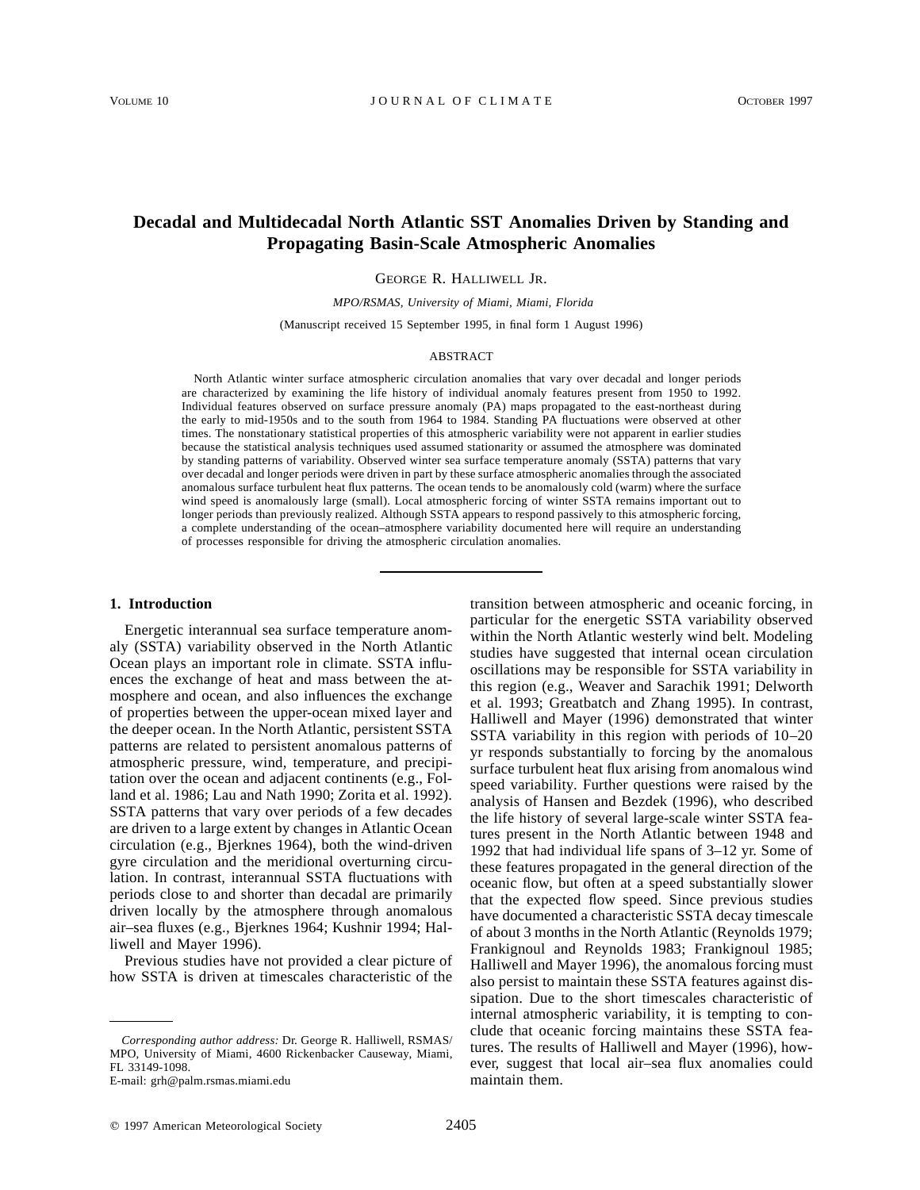# Decadal and Multidecadal North Atlantic SST Anomalies Driven by Standing and Propagating Basin-Scale Atmospheric Anomalies

George R. Halliwell Jr.

*MPO/RSMAS, University of Miami, Miami, Florida*

(Manuscript received 15 September 1995, in final form 1 August 1996)

## ABSTRACT

North Atlantic winter surface atmospheric circulation anomalies that vary over decadal and longer periods are characterized by examining the life history of individual anomaly features present from 1950 to 1992. Individual features observed on surface pressure anomaly (PA) maps propagated to the east-northeast during the early to mid-1950s and to the south from 1964 to 1984. Standing PA fluctuations were observed at other times. The nonstationary statistical properties of this atmospheric variability were not apparent in earlier studies because the statistical analysis techniques used assumed stationarity or assumed the atmosphere was dominated by standing patterns of variability. Observed winter sea surface temperature anomaly (SSTA) patterns that vary over decadal and longer periods were driven in part by these surface atmospheric anomalies through the associated anomalous surface turbulent heat flux patterns. The ocean tends to be anomalously cold (warm) where the surface wind speed is anomalously large (small). Local atmospheric forcing of winter SSTA remains important out to longer periods than previously realized. Although SSTA appears to respond passively to this atmospheric forcing, a complete understanding of the ocean–atmosphere variability documented here will require an understanding of processes responsible for driving the atmospheric circulation anomalies.

## 1. Introduction

Energetic interannual sea surface temperature anomaly (SSTA) variability observed in the North Atlantic Ocean plays an important role in climate. SSTA influences the exchange of heat and mass between the atmosphere and ocean, and also influences the exchange of properties between the upper-ocean mixed layer and the deeper ocean. In the North Atlantic, persistent SSTA patterns are related to persistent anomalous patterns of atmospheric pressure, wind, temperature, and precipitation over the ocean and adjacent continents (e.g., Folland et al. 1986; Lau and Nath 1990; Zorita et al. 1992). SSTA patterns that vary over periods of a few decades are driven to a large extent by changes in Atlantic Ocean circulation (e.g., Bjerknes 1964), both the wind-driven gyre circulation and the meridional overturning circulation. In contrast, interannual SSTA fluctuations with periods close to and shorter than decadal are primarily driven locally by the atmosphere through anomalous air–sea fluxes (e.g., Bjerknes 1964; Kushnir 1994; Halliwell and Mayer 1996).

Previous studies have not provided a clear picture of how SSTA is driven at timescales characteristic of the transition between atmospheric and oceanic forcing, in particular for the energetic SSTA variability observed within the North Atlantic westerly wind belt. Modeling studies have suggested that internal ocean circulation oscillations may be responsible for SSTA variability in this region (e.g., Weaver and Sarachik 1991; Delworth et al. 1993; Greatbatch and Zhang 1995). In contrast, Halliwell and Mayer (1996) demonstrated that winter SSTA variability in this region with periods of 10–20 yr responds substantially to forcing by the anomalous surface turbulent heat flux arising from anomalous wind speed variability. Further questions were raised by the analysis of Hansen and Bezdek (1996), who described the life history of several large-scale winter SSTA features present in the North Atlantic between 1948 and 1992 that had individual life spans of 3–12 yr. Some of these features propagated in the general direction of the oceanic flow, but often at a speed substantially slower that the expected flow speed. Since previous studies have documented a characteristic SSTA decay timescale of about 3 months in the North Atlantic (Reynolds 1979; Frankignoul and Reynolds 1983; Frankignoul 1985; Halliwell and Mayer 1996), the anomalous forcing must also persist to maintain these SSTA features against dissipation. Due to the short timescales characteristic of internal atmospheric variability, it is tempting to conclude that oceanic forcing maintains these SSTA features. The results of Halliwell and Mayer (1996), however, suggest that local air–sea flux anomalies could maintain them.

---

*Corresponding author address:* Dr. George R. Halliwell, RSMAS/MPO, University of Miami, 4600 Rickenbacker Causeway, Miami, FL 33149-1098.
E-mail: grh@palm.rsmas.miami.edu

© 1997 American Meteorological Society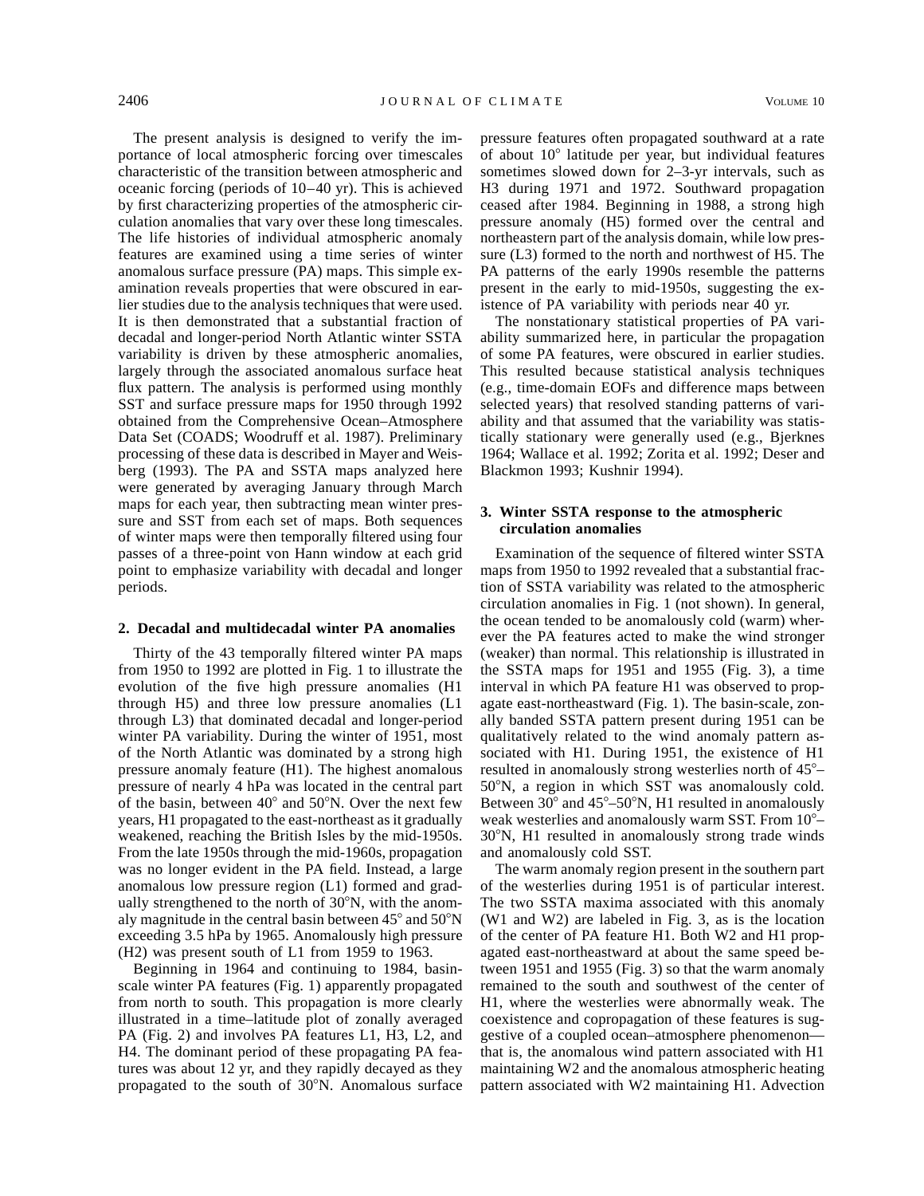The present analysis is designed to verify the importance of local atmospheric forcing over timescales characteristic of the transition between atmospheric and oceanic forcing (periods of 10–40 yr). This is achieved by first characterizing properties of the atmospheric circulation anomalies that vary over these long timescales. The life histories of individual atmospheric anomaly features are examined using a time series of winter anomalous surface pressure (PA) maps. This simple examination reveals properties that were obscured in earlier studies due to the analysis techniques that were used. It is then demonstrated that a substantial fraction of decadal and longer-period North Atlantic winter SSTA variability is driven by these atmospheric anomalies, largely through the associated anomalous surface heat flux pattern. The analysis is performed using monthly SST and surface pressure maps for 1950 through 1992 obtained from the Comprehensive Ocean–Atmosphere Data Set (COADS; Woodruff et al. 1987). Preliminary processing of these data is described in Mayer and Weisberg (1993). The PA and SSTA maps analyzed here were generated by averaging January through March maps for each year, then subtracting mean winter pressure and SST from each set of maps. Both sequences of winter maps were then temporally filtered using four passes of a three-point von Hann window at each grid point to emphasize variability with decadal and longer periods.

## 2. Decadal and multidecadal winter PA anomalies

Thirty of the 43 temporally filtered winter PA maps from 1950 to 1992 are plotted in Fig. 1 to illustrate the evolution of the five high pressure anomalies (H1 through H5) and three low pressure anomalies (L1 through L3) that dominated decadal and longer-period winter PA variability. During the winter of 1951, most of the North Atlantic was dominated by a strong high pressure anomaly feature (H1). The highest anomalous pressure of nearly 4 hPa was located in the central part of the basin, between 40° and 50°N. Over the next few years, H1 propagated to the east-northeast as it gradually weakened, reaching the British Isles by the mid-1950s. From the late 1950s through the mid-1960s, propagation was no longer evident in the PA field. Instead, a large anomalous low pressure region (L1) formed and gradually strengthened to the north of 30°N, with the anomaly magnitude in the central basin between 45° and 50°N exceeding 3.5 hPa by 1965. Anomalously high pressure (H2) was present south of L1 from 1959 to 1963.

Beginning in 1964 and continuing to 1984, basin-scale winter PA features (Fig. 1) apparently propagated from north to south. This propagation is more clearly illustrated in a time–latitude plot of zonally averaged PA (Fig. 2) and involves PA features L1, H3, L2, and H4. The dominant period of these propagating PA features was about 12 yr, and they rapidly decayed as they propagated to the south of 30°N. Anomalous surface pressure features often propagated southward at a rate of about 10° latitude per year, but individual features sometimes slowed down for 2–3-yr intervals, such as H3 during 1971 and 1972. Southward propagation ceased after 1984. Beginning in 1988, a strong high pressure anomaly (H5) formed over the central and northeastern part of the analysis domain, while low pressure (L3) formed to the north and northwest of H5. The PA patterns of the early 1990s resemble the patterns present in the early to mid-1950s, suggesting the existence of PA variability with periods near 40 yr.

The nonstationary statistical properties of PA variability summarized here, in particular the propagation of some PA features, were obscured in earlier studies. This resulted because statistical analysis techniques (e.g., time-domain EOFs and difference maps between selected years) that resolved standing patterns of variability and that assumed that the variability was statistically stationary were generally used (e.g., Bjerknes 1964; Wallace et al. 1992; Zorita et al. 1992; Deser and Blackmon 1993; Kushnir 1994).

## 3. Winter SSTA response to the atmospheric circulation anomalies

Examination of the sequence of filtered winter SSTA maps from 1950 to 1992 revealed that a substantial fraction of SSTA variability was related to the atmospheric circulation anomalies in Fig. 1 (not shown). In general, the ocean tended to be anomalously cold (warm) wherever the PA features acted to make the wind stronger (weaker) than normal. This relationship is illustrated in the SSTA maps for 1951 and 1955 (Fig. 3), a time interval in which PA feature H1 was observed to propagate east-northeastward (Fig. 1). The basin-scale, zonally banded SSTA pattern present during 1951 can be qualitatively related to the wind anomaly pattern associated with H1. During 1951, the existence of H1 resulted in anomalously strong westerlies north of 45°–50°N, a region in which SST was anomalously cold. Between 30° and 45°–50°N, H1 resulted in anomalously weak westerlies and anomalously warm SST. From 10°–30°N, H1 resulted in anomalously strong trade winds and anomalously cold SST.

The warm anomaly region present in the southern part of the westerlies during 1951 is of particular interest. The two SSTA maxima associated with this anomaly (W1 and W2) are labeled in Fig. 3, as is the location of the center of PA feature H1. Both W2 and H1 propagated east-northeastward at about the same speed between 1951 and 1955 (Fig. 3) so that the warm anomaly remained to the south and southwest of the center of H1, where the westerlies were abnormally weak. The coexistence and copropagation of these features is suggestive of a coupled ocean–atmosphere phenomenon—that is, the anomalous wind pattern associated with H1 maintaining W2 and the anomalous atmospheric heating pattern associated with W2 maintaining H1. Advection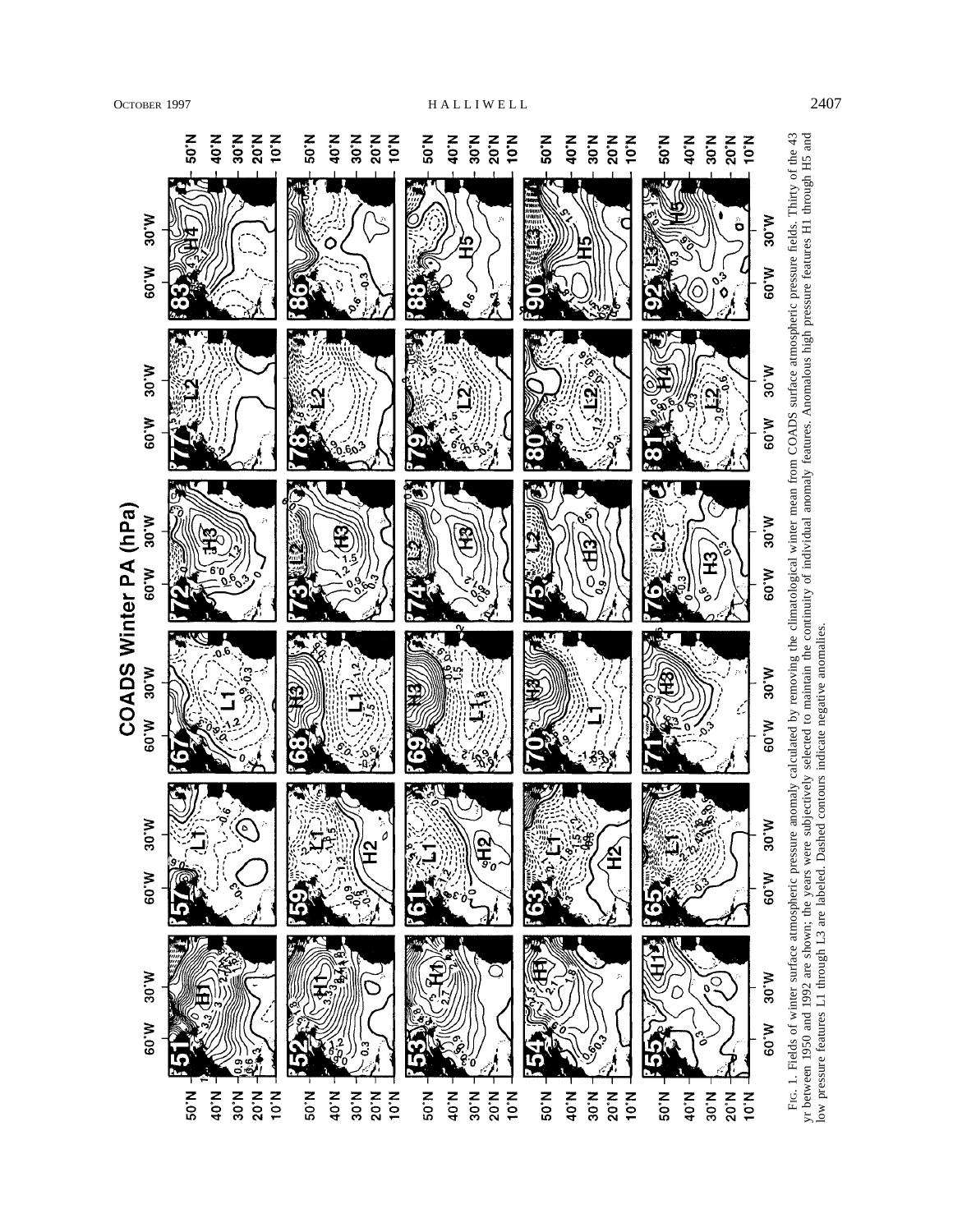FIG. 1. Fields of winter surface atmospheric pressure anomaly calculated by removing the climatological winter mean from COADS surface atmospheric pressure fields. Thirty of the 43 yr between 1950 and 1992 are shown; the years were subjectively selected to maintain the continuity of individual anomaly features. Anomalous high pressure features H1 through H5 and low pressure features L1 through L3 are labeled. Dashed contours indicate negative anomalies.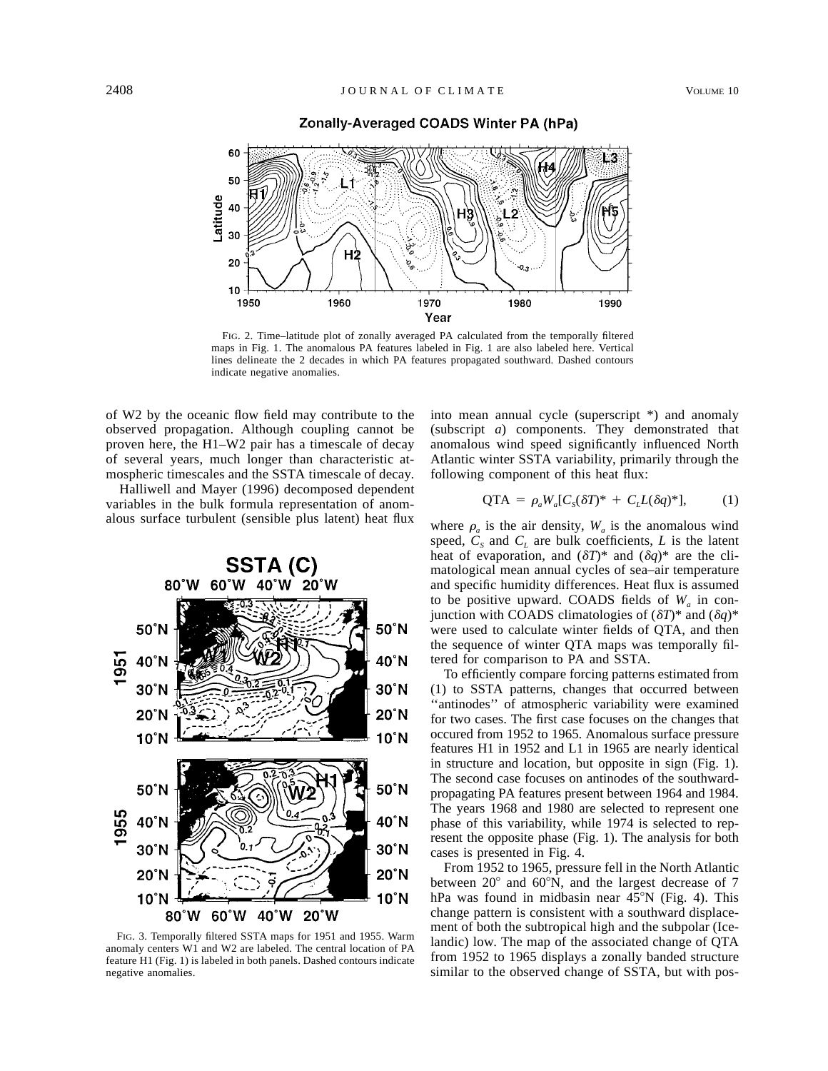FIG. 2. Time–latitude plot of zonally averaged PA calculated from the temporally filtered maps in Fig. 1. The anomalous PA features labeled in Fig. 1 are also labeled here. Vertical lines delineate the 2 decades in which PA features propagated southward. Dashed contours indicate negative anomalies.

of W2 by the oceanic flow field may contribute to the observed propagation. Although coupling cannot be proven here, the H1–W2 pair has a timescale of decay of several years, much longer than characteristic atmospheric timescales and the SSTA timescale of decay.

Halliwell and Mayer (1996) decomposed dependent variables in the bulk formula representation of anomalous surface turbulent (sensible plus latent) heat flux into mean annual cycle (superscript *) and anomaly (subscript *a*) components. They demonstrated that anomalous wind speed significantly influenced North Atlantic winter SSTA variability, primarily through the following component of this heat flux:

$$\mathrm{QTA} = \rho_a W_a [C_S (\delta T)^* + C_L L (\delta q)^*], \qquad (1)$$

where $\rho_a$ is the air density, $W_a$ is the anomalous wind speed, $C_S$ and $C_L$ are bulk coefficients, $L$ is the latent heat of evaporation, and $(\delta T)^*$ and $(\delta q)^*$ are the climatological mean annual cycles of sea–air temperature and specific humidity differences. Heat flux is assumed to be positive upward. COADS fields of $W_a$ in conjunction with COADS climatologies of $(\delta T)^*$ and $(\delta q)^*$ were used to calculate winter fields of QTA, and then the sequence of winter QTA maps was temporally filtered for comparison to PA and SSTA.

FIG. 3. Temporally filtered SSTA maps for 1951 and 1955. Warm anomaly centers W1 and W2 are labeled. The central location of PA feature H1 (Fig. 1) is labeled in both panels. Dashed contours indicate negative anomalies.

To efficiently compare forcing patterns estimated from (1) to SSTA patterns, changes that occurred between ''antinodes'' of atmospheric variability were examined for two cases. The first case focuses on the changes that occured from 1952 to 1965. Anomalous surface pressure features H1 in 1952 and L1 in 1965 are nearly identical in structure and location, but opposite in sign (Fig. 1). The second case focuses on antinodes of the southward-propagating PA features present between 1964 and 1984. The years 1968 and 1980 are selected to represent one phase of this variability, while 1974 is selected to represent the opposite phase (Fig. 1). The analysis for both cases is presented in Fig. 4.

From 1952 to 1965, pressure fell in the North Atlantic between 20° and 60°N, and the largest decrease of 7 hPa was found in midbasin near 45°N (Fig. 4). This change pattern is consistent with a southward displacement of both the subtropical high and the subpolar (Icelandic) low. The map of the associated change of QTA from 1952 to 1965 displays a zonally banded structure similar to the observed change of SSTA, but with pos-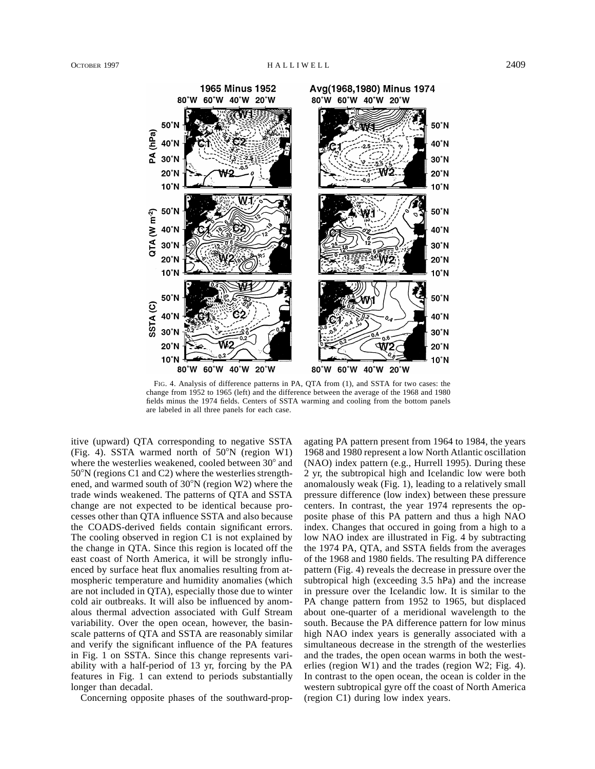FIG. 4. Analysis of difference patterns in PA, QTA from (1), and SSTA for two cases: the change from 1952 to 1965 (left) and the difference between the average of the 1968 and 1980 fields minus the 1974 fields. Centers of SSTA warming and cooling from the bottom panels are labeled in all three panels for each case.

itive (upward) QTA corresponding to negative SSTA (Fig. 4). SSTA warmed north of 50°N (region W1) where the westerlies weakened, cooled between 30° and 50°N (regions C1 and C2) where the westerlies strengthened, and warmed south of 30°N (region W2) where the trade winds weakened. The patterns of QTA and SSTA change are not expected to be identical because processes other than QTA influence SSTA and also because the COADS-derived fields contain significant errors. The cooling observed in region C1 is not explained by the change in QTA. Since this region is located off the east coast of North America, it will be strongly influenced by surface heat flux anomalies resulting from atmospheric temperature and humidity anomalies (which are not included in QTA), especially those due to winter cold air outbreaks. It will also be influenced by anomalous thermal advection associated with Gulf Stream variability. Over the open ocean, however, the basin-scale patterns of QTA and SSTA are reasonably similar and verify the significant influence of the PA features in Fig. 1 on SSTA. Since this change represents variability with a half-period of 13 yr, forcing by the PA features in Fig. 1 can extend to periods substantially longer than decadal.

Concerning opposite phases of the southward-propagating PA pattern present from 1964 to 1984, the years 1968 and 1980 represent a low North Atlantic oscillation (NAO) index pattern (e.g., Hurrell 1995). During these 2 yr, the subtropical high and Icelandic low were both anomalously weak (Fig. 1), leading to a relatively small pressure difference (low index) between these pressure centers. In contrast, the year 1974 represents the opposite phase of this PA pattern and thus a high NAO index. Changes that occured in going from a high to a low NAO index are illustrated in Fig. 4 by subtracting the 1974 PA, QTA, and SSTA fields from the averages of the 1968 and 1980 fields. The resulting PA difference pattern (Fig. 4) reveals the decrease in pressure over the subtropical high (exceeding 3.5 hPa) and the increase in pressure over the Icelandic low. It is similar to the PA change pattern from 1952 to 1965, but displaced about one-quarter of a meridional wavelength to the south. Because the PA difference pattern for low minus high NAO index years is generally associated with a simultaneous decrease in the strength of the westerlies and the trades, the open ocean warms in both the westerlies (region W1) and the trades (region W2; Fig. 4). In contrast to the open ocean, the ocean is colder in the western subtropical gyre off the coast of North America (region C1) during low index years.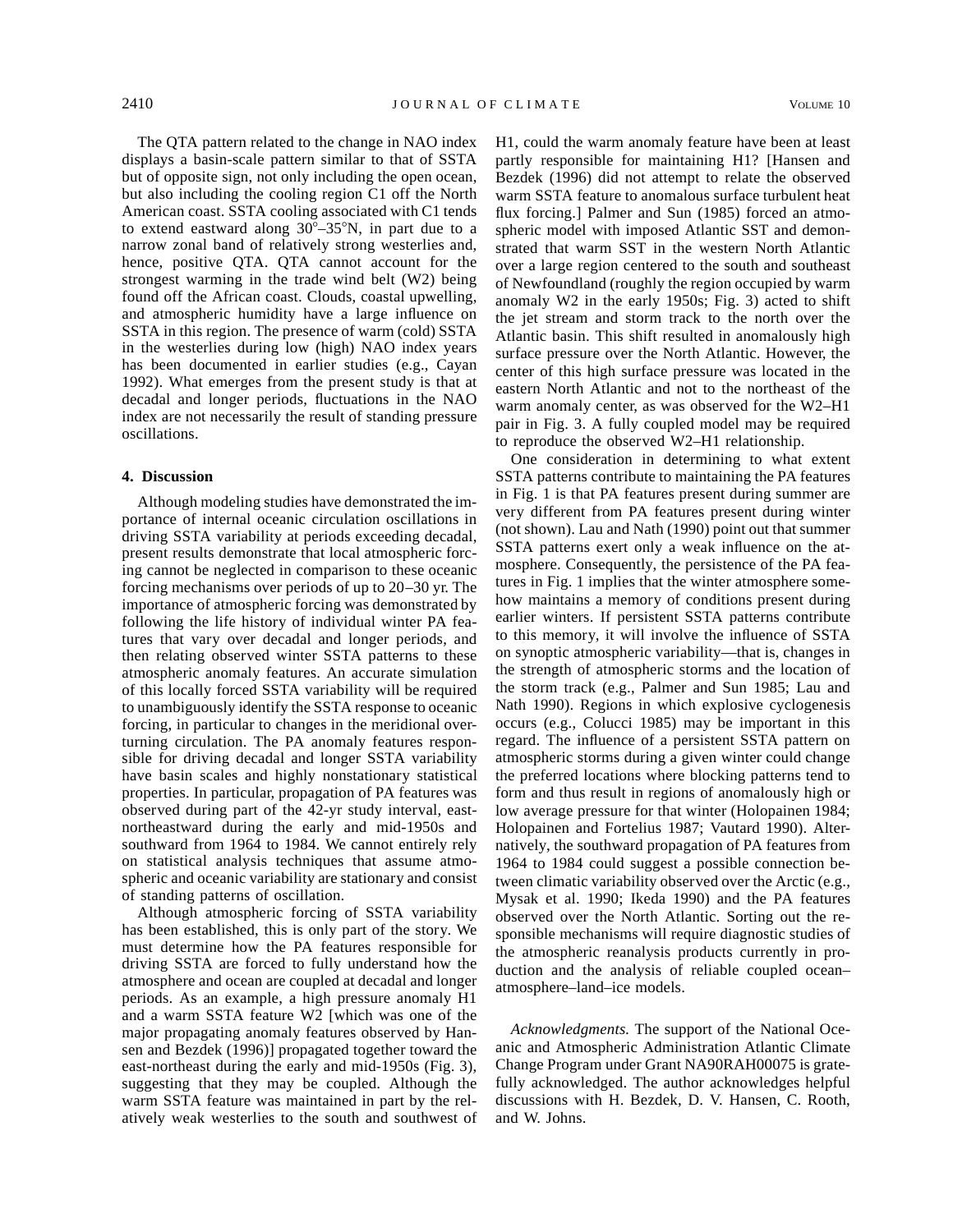The QTA pattern related to the change in NAO index displays a basin-scale pattern similar to that of SSTA but of opposite sign, not only including the open ocean, but also including the cooling region C1 off the North American coast. SSTA cooling associated with C1 tends to extend eastward along 30°–35°N, in part due to a narrow zonal band of relatively strong westerlies and, hence, positive QTA. QTA cannot account for the strongest warming in the trade wind belt (W2) being found off the African coast. Clouds, coastal upwelling, and atmospheric humidity have a large influence on SSTA in this region. The presence of warm (cold) SSTA in the westerlies during low (high) NAO index years has been documented in earlier studies (e.g., Cayan 1992). What emerges from the present study is that at decadal and longer periods, fluctuations in the NAO index are not necessarily the result of standing pressure oscillations.

## 4. Discussion

Although modeling studies have demonstrated the importance of internal oceanic circulation oscillations in driving SSTA variability at periods exceeding decadal, present results demonstrate that local atmospheric forcing cannot be neglected in comparison to these oceanic forcing mechanisms over periods of up to 20–30 yr. The importance of atmospheric forcing was demonstrated by following the life history of individual winter PA features that vary over decadal and longer periods, and then relating observed winter SSTA patterns to these atmospheric anomaly features. An accurate simulation of this locally forced SSTA variability will be required to unambiguously identify the SSTA response to oceanic forcing, in particular to changes in the meridional overturning circulation. The PA anomaly features responsible for driving decadal and longer SSTA variability have basin scales and highly nonstationary statistical properties. In particular, propagation of PA features was observed during part of the 42-yr study interval, east-northeastward during the early and mid-1950s and southward from 1964 to 1984. We cannot entirely rely on statistical analysis techniques that assume atmospheric and oceanic variability are stationary and consist of standing patterns of oscillation.

Although atmospheric forcing of SSTA variability has been established, this is only part of the story. We must determine how the PA features responsible for driving SSTA are forced to fully understand how the atmosphere and ocean are coupled at decadal and longer periods. As an example, a high pressure anomaly H1 and a warm SSTA feature W2 [which was one of the major propagating anomaly features observed by Hansen and Bezdek (1996)] propagated together toward the east-northeast during the early and mid-1950s (Fig. 3), suggesting that they may be coupled. Although the warm SSTA feature was maintained in part by the relatively weak westerlies to the south and southwest of H1, could the warm anomaly feature have been at least partly responsible for maintaining H1? [Hansen and Bezdek (1996) did not attempt to relate the observed warm SSTA feature to anomalous surface turbulent heat flux forcing.] Palmer and Sun (1985) forced an atmospheric model with imposed Atlantic SST and demonstrated that warm SST in the western North Atlantic over a large region centered to the south and southeast of Newfoundland (roughly the region occupied by warm anomaly W2 in the early 1950s; Fig. 3) acted to shift the jet stream and storm track to the north over the Atlantic basin. This shift resulted in anomalously high surface pressure over the North Atlantic. However, the center of this high surface pressure was located in the eastern North Atlantic and not to the northeast of the warm anomaly center, as was observed for the W2–H1 pair in Fig. 3. A fully coupled model may be required to reproduce the observed W2–H1 relationship.

One consideration in determining to what extent SSTA patterns contribute to maintaining the PA features in Fig. 1 is that PA features present during summer are very different from PA features present during winter (not shown). Lau and Nath (1990) point out that summer SSTA patterns exert only a weak influence on the atmosphere. Consequently, the persistence of the PA features in Fig. 1 implies that the winter atmosphere somehow maintains a memory of conditions present during earlier winters. If persistent SSTA patterns contribute to this memory, it will involve the influence of SSTA on synoptic atmospheric variability—that is, changes in the strength of atmospheric storms and the location of the storm track (e.g., Palmer and Sun 1985; Lau and Nath 1990). Regions in which explosive cyclogenesis occurs (e.g., Colucci 1985) may be important in this regard. The influence of a persistent SSTA pattern on atmospheric storms during a given winter could change the preferred locations where blocking patterns tend to form and thus result in regions of anomalously high or low average pressure for that winter (Holopainen 1984; Holopainen and Fortelius 1987; Vautard 1990). Alternatively, the southward propagation of PA features from 1964 to 1984 could suggest a possible connection between climatic variability observed over the Arctic (e.g., Mysak et al. 1990; Ikeda 1990) and the PA features observed over the North Atlantic. Sorting out the responsible mechanisms will require diagnostic studies of the atmospheric reanalysis products currently in production and the analysis of reliable coupled ocean–atmosphere–land–ice models.

*Acknowledgments.* The support of the National Oceanic and Atmospheric Administration Atlantic Climate Change Program under Grant NA90RAH00075 is gratefully acknowledged. The author acknowledges helpful discussions with H. Bezdek, D. V. Hansen, C. Rooth, and W. Johns.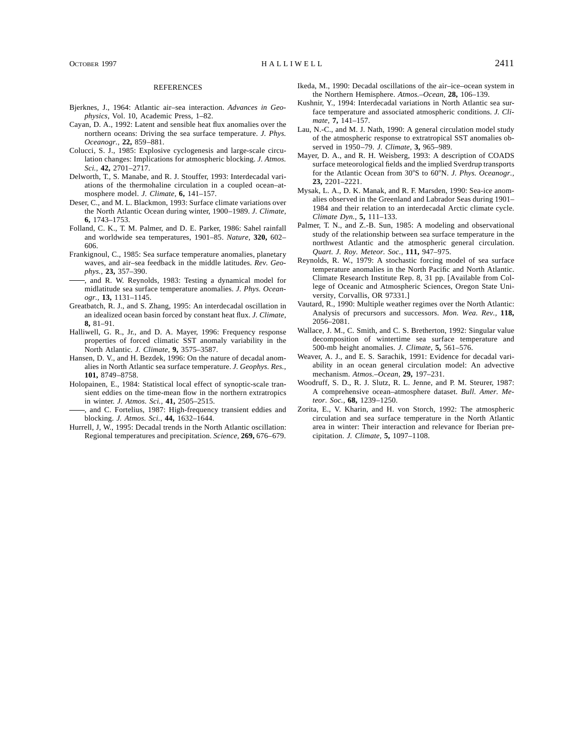## REFERENCES

Bjerknes, J., 1964: Atlantic air–sea interaction. *Advances in Geophysics,* Vol. 10, Academic Press, 1–82.

Cayan, D. A., 1992: Latent and sensible heat flux anomalies over the northern oceans: Driving the sea surface temperature. *J. Phys. Oceanogr.,* **22,** 859–881.

Colucci, S. J., 1985: Explosive cyclogenesis and large-scale circulation changes: Implications for atmospheric blocking. *J. Atmos. Sci.,* **42,** 2701–2717.

Delworth, T., S. Manabe, and R. J. Stouffer, 1993: Interdecadal variations of the thermohaline circulation in a coupled ocean–atmosphere model. *J. Climate,* **6,** 141–157.

Deser, C., and M. L. Blackmon, 1993: Surface climate variations over the North Atlantic Ocean during winter, 1900–1989. *J. Climate,* **6,** 1743–1753.

Folland, C. K., T. M. Palmer, and D. E. Parker, 1986: Sahel rainfall and worldwide sea temperatures, 1901–85. *Nature,* **320,** 602–606.

Frankignoul, C., 1985: Sea surface temperature anomalies, planetary waves, and air–sea feedback in the middle latitudes. *Rev. Geophys.,* **23,** 357–390.

——, and R. W. Reynolds, 1983: Testing a dynamical model for midlatitude sea surface temperature anomalies. *J. Phys. Oceanogr.,* **13,** 1131–1145.

Greatbatch, R. J., and S. Zhang, 1995: An interdecadal oscillation in an idealized ocean basin forced by constant heat flux. *J. Climate,* **8,** 81–91.

Halliwell, G. R., Jr., and D. A. Mayer, 1996: Frequency response properties of forced climatic SST anomaly variability in the North Atlantic. *J. Climate,* **9,** 3575–3587.

Hansen, D. V., and H. Bezdek, 1996: On the nature of decadal anomalies in North Atlantic sea surface temperature. *J. Geophys. Res.,* **101,** 8749–8758.

Holopainen, E., 1984: Statistical local effect of synoptic-scale transient eddies on the time-mean flow in the northern extratropics in winter. *J. Atmos. Sci.,* **41,** 2505–2515.

——, and C. Fortelius, 1987: High-frequency transient eddies and blocking. *J. Atmos. Sci.,* **44,** 1632–1644.

Hurrell, J, W., 1995: Decadal trends in the North Atlantic oscillation: Regional temperatures and precipitation. *Science,* **269,** 676–679.

Ikeda, M., 1990: Decadal oscillations of the air–ice–ocean system in the Northern Hemisphere. *Atmos.–Ocean,* **28,** 106–139.

Kushnir, Y., 1994: Interdecadal variations in North Atlantic sea surface temperature and associated atmospheric conditions. *J. Climate,* **7,** 141–157.

Lau, N.-C., and M. J. Nath, 1990: A general circulation model study of the atmospheric response to extratropical SST anomalies observed in 1950–79. *J. Climate,* **3,** 965–989.

Mayer, D. A., and R. H. Weisberg, 1993: A description of COADS surface meteorological fields and the implied Sverdrup transports for the Atlantic Ocean from 30°S to 60°N. *J. Phys. Oceanogr.,* **23,** 2201–2221.

Mysak, L. A., D. K. Manak, and R. F. Marsden, 1990: Sea-ice anomalies observed in the Greenland and Labrador Seas during 1901–1984 and their relation to an interdecadal Arctic climate cycle. *Climate Dyn.,* **5,** 111–133.

Palmer, T. N., and Z.-B. Sun, 1985: A modeling and observational study of the relationship between sea surface temperature in the northwest Atlantic and the atmospheric general circulation. *Quart. J. Roy. Meteor. Soc.,* **111,** 947–975.

Reynolds, R. W., 1979: A stochastic forcing model of sea surface temperature anomalies in the North Pacific and North Atlantic. Climate Research Institute Rep. 8, 31 pp. [Available from College of Oceanic and Atmospheric Sciences, Oregon State University, Corvallis, OR 97331.]

Vautard, R., 1990: Multiple weather regimes over the North Atlantic: Analysis of precursors and successors. *Mon. Wea. Rev.,* **118,** 2056–2081.

Wallace, J. M., C. Smith, and C. S. Bretherton, 1992: Singular value decomposition of wintertime sea surface temperature and 500-mb height anomalies. *J. Climate,* **5,** 561–576.

Weaver, A. J., and E. S. Sarachik, 1991: Evidence for decadal variability in an ocean general circulation model: An advective mechanism. *Atmos.–Ocean,* **29,** 197–231.

Woodruff, S. D., R. J. Slutz, R. L. Jenne, and P. M. Steurer, 1987: A comprehensive ocean–atmosphere dataset. *Bull. Amer. Meteor. Soc.,* **68,** 1239–1250.

Zorita, E., V. Kharin, and H. von Storch, 1992: The atmospheric circulation and sea surface temperature in the North Atlantic area in winter: Their interaction and relevance for Iberian precipitation. *J. Climate,* **5,** 1097–1108.